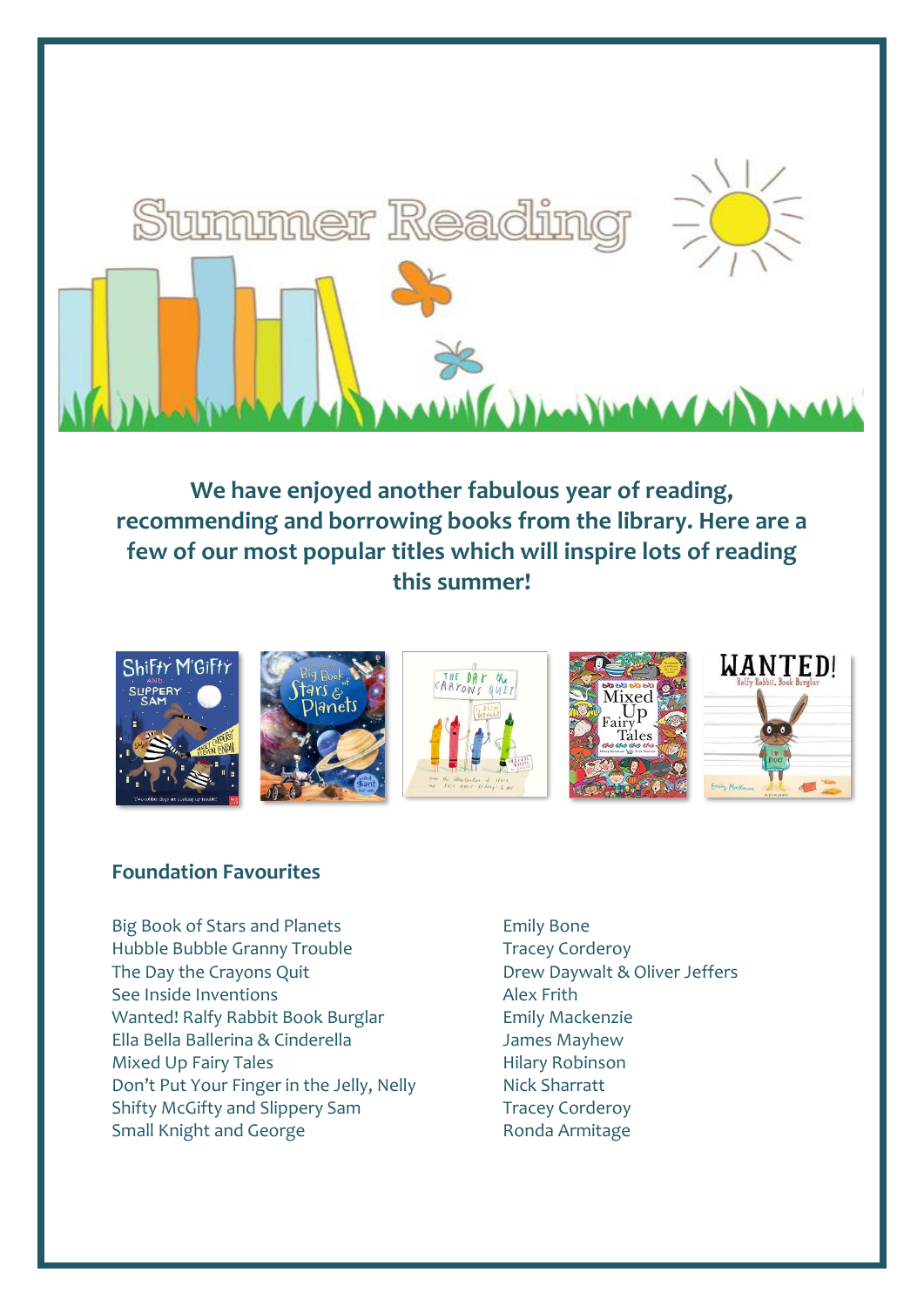# Summer Reading

**We have enjoyed another fabulous year of reading, recommending and borrowing books from the library. Here are a few of our most popular titles which will inspire lots of reading this summer!**

## Foundation Favourites

| Title | Author |
|---|---|
| Big Book of Stars and Planets | Emily Bone |
| Hubble Bubble Granny Trouble | Tracey Corderoy |
| The Day the Crayons Quit | Drew Daywalt & Oliver Jeffers |
| See Inside Inventions | Alex Frith |
| Wanted! Ralfy Rabbit Book Burglar | Emily Mackenzie |
| Ella Bella Ballerina & Cinderella | James Mayhew |
| Mixed Up Fairy Tales | Hilary Robinson |
| Don't Put Your Finger in the Jelly, Nelly | Nick Sharratt |
| Shifty McGifty and Slippery Sam | Tracey Corderoy |
| Small Knight and George | Ronda Armitage |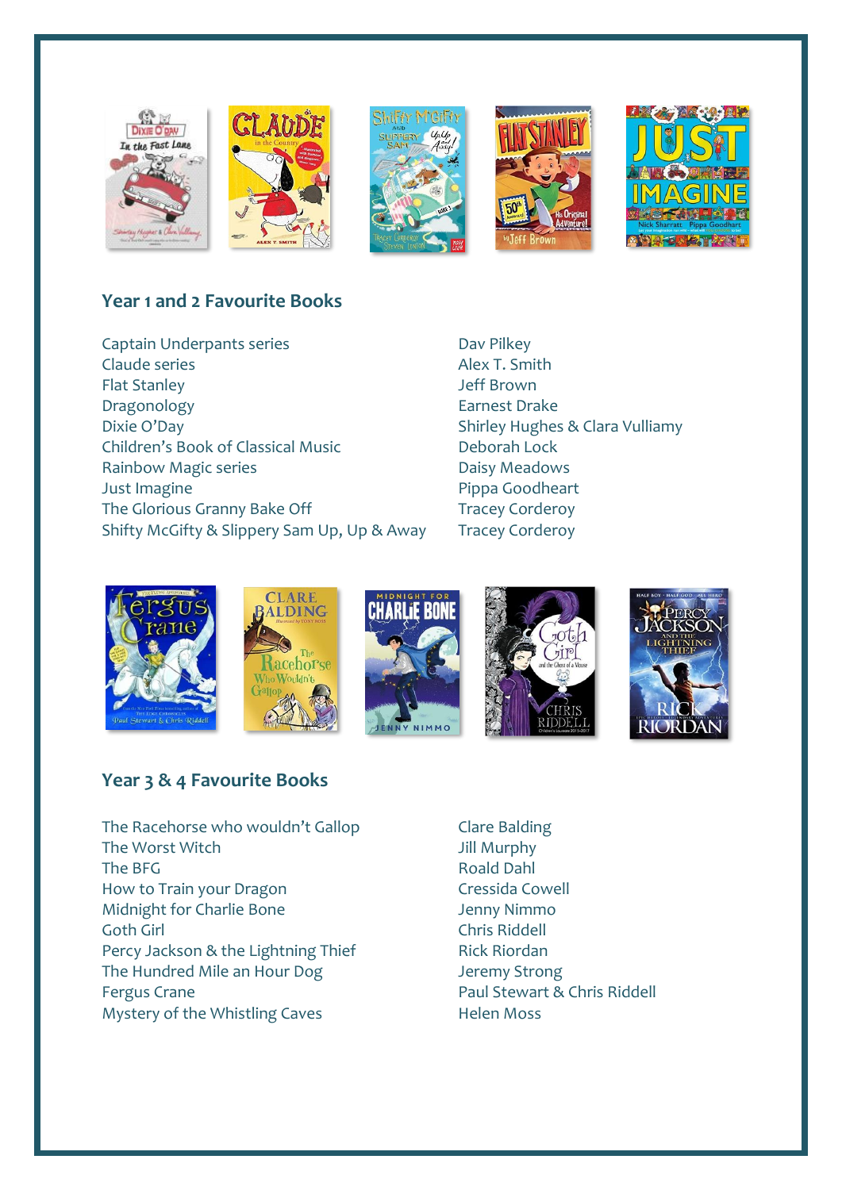## Year 1 and 2 Favourite Books

| | |
|---|---|
| Captain Underpants series | Dav Pilkey |
| Claude series | Alex T. Smith |
| Flat Stanley | Jeff Brown |
| Dragonology | Earnest Drake |
| Dixie O'Day | Shirley Hughes & Clara Vulliamy |
| Children's Book of Classical Music | Deborah Lock |
| Rainbow Magic series | Daisy Meadows |
| Just Imagine | Pippa Goodheart |
| The Glorious Granny Bake Off | Tracey Corderoy |
| Shifty McGifty & Slippery Sam Up, Up & Away | Tracey Corderoy |

## Year 3 & 4 Favourite Books

| | |
|---|---|
| The Racehorse who wouldn't Gallop | Clare Balding |
| The Worst Witch | Jill Murphy |
| The BFG | Roald Dahl |
| How to Train your Dragon | Cressida Cowell |
| Midnight for Charlie Bone | Jenny Nimmo |
| Goth Girl | Chris Riddell |
| Percy Jackson & the Lightning Thief | Rick Riordan |
| The Hundred Mile an Hour Dog | Jeremy Strong |
| Fergus Crane | Paul Stewart & Chris Riddell |
| Mystery of the Whistling Caves | Helen Moss |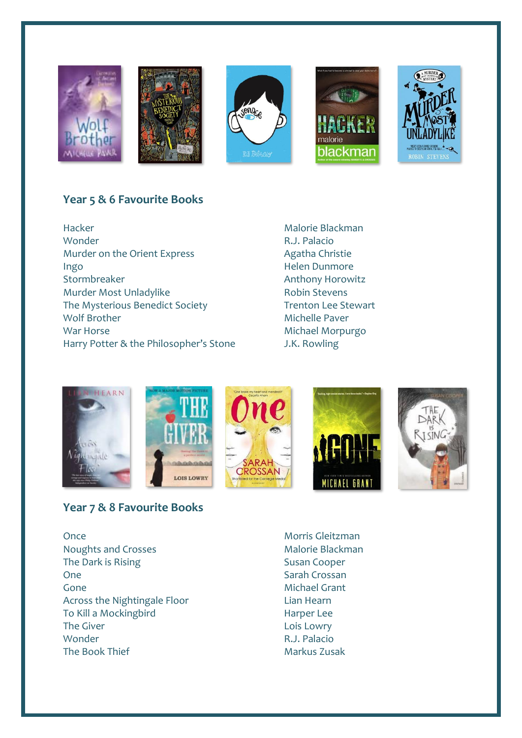## Year 5 & 6 Favourite Books

| | |
|---|---|
| Hacker | Malorie Blackman |
| Wonder | R.J. Palacio |
| Murder on the Orient Express | Agatha Christie |
| Ingo | Helen Dunmore |
| Stormbreaker | Anthony Horowitz |
| Murder Most Unladylike | Robin Stevens |
| The Mysterious Benedict Society | Trenton Lee Stewart |
| Wolf Brother | Michelle Paver |
| War Horse | Michael Morpurgo |
| Harry Potter & the Philosopher's Stone | J.K. Rowling |

## Year 7 & 8 Favourite Books

| | |
|---|---|
| Once | Morris Gleitzman |
| Noughts and Crosses | Malorie Blackman |
| The Dark is Rising | Susan Cooper |
| One | Sarah Crossan |
| Gone | Michael Grant |
| Across the Nightingale Floor | Lian Hearn |
| To Kill a Mockingbird | Harper Lee |
| The Giver | Lois Lowry |
| Wonder | R.J. Palacio |
| The Book Thief | Markus Zusak |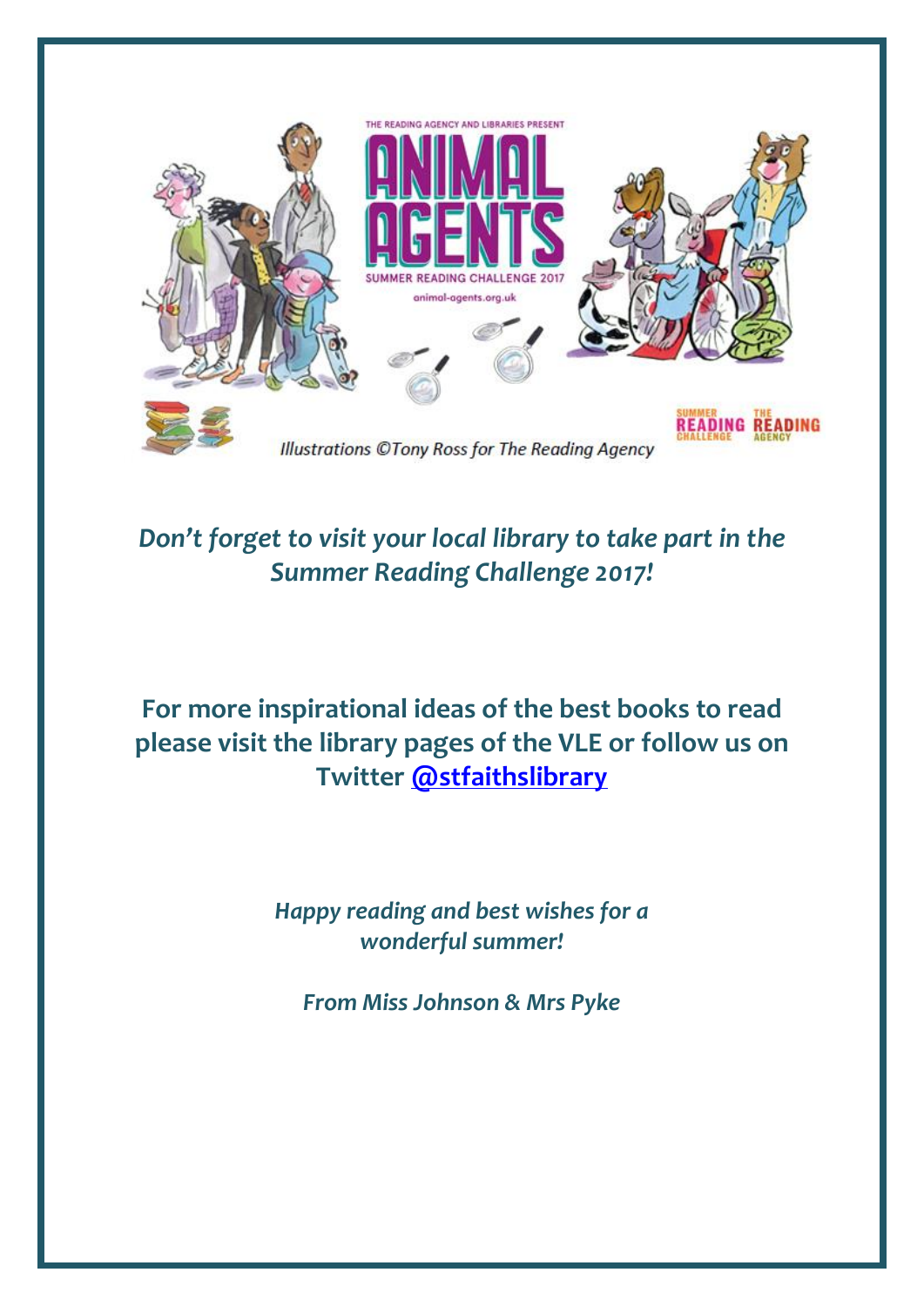THE READING AGENCY AND LIBRARIES PRESENT

ANIMAL AGENTS

SUMMER READING CHALLENGE 2017

animal-agents.org.uk

Illustrations ©Tony Ross for The Reading Agency

*Don't forget to visit your local library to take part in the Summer Reading Challenge 2017!*

**For more inspirational ideas of the best books to read please visit the library pages of the VLE or follow us on Twitter @stfaithslibrary**

*Happy reading and best wishes for a wonderful summer!*

*From Miss Johnson & Mrs Pyke*